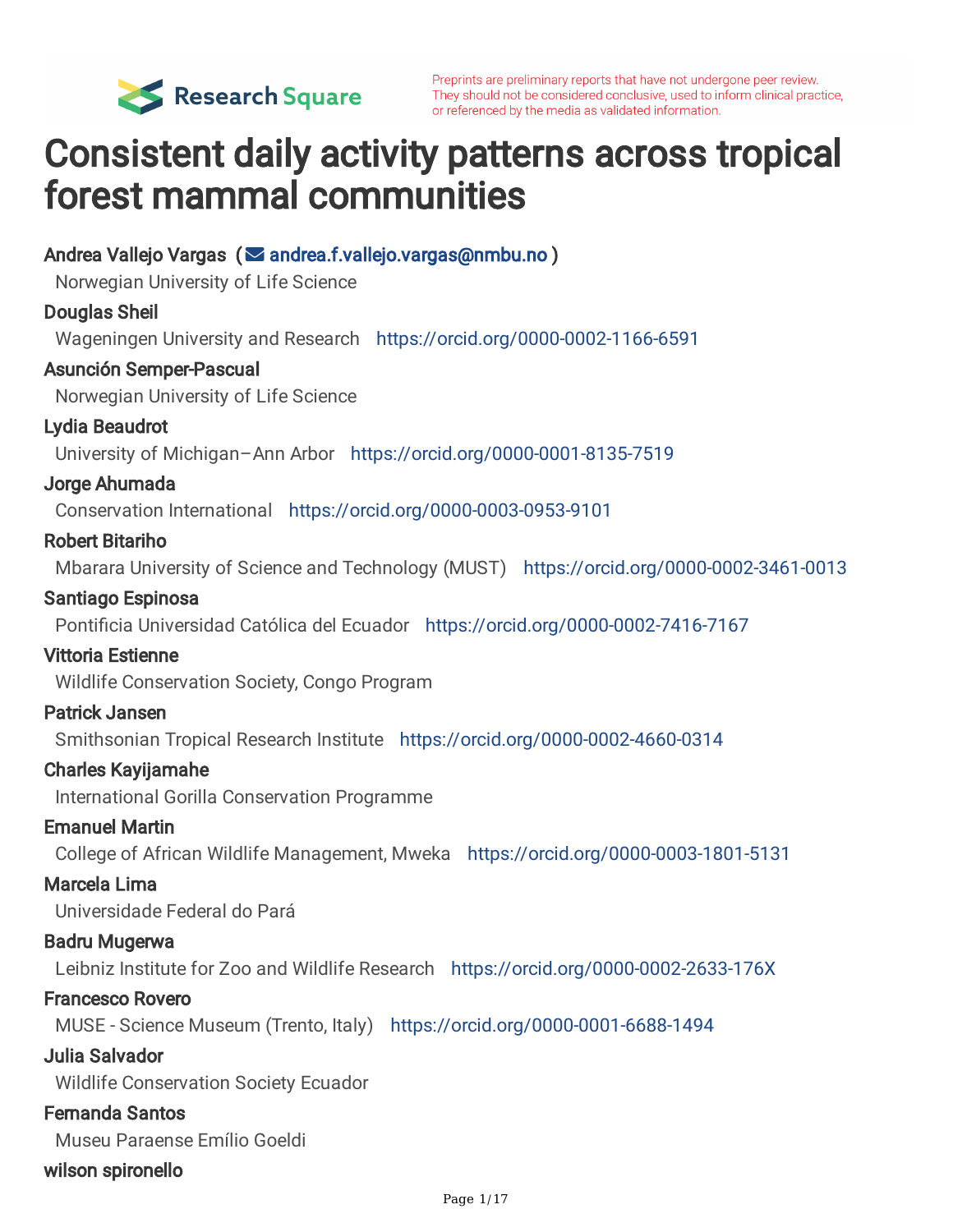Preprints are preliminary reports that have not undergone peer review. They should not be considered conclusive, used to inform clinical practice, or referenced by the media as validated information.

# Consistent daily activity patterns across tropical forest mammal communities

**Andrea Vallejo Vargas** ( andrea.f.vallejo.vargas@nmbu.no )
Norwegian University of Life Science

**Douglas Sheil**
Wageningen University and Research https://orcid.org/0000-0002-1166-6591

**Asunción Semper-Pascual**
Norwegian University of Life Science

**Lydia Beaudrot**
University of Michigan–Ann Arbor https://orcid.org/0000-0001-8135-7519

**Jorge Ahumada**
Conservation International https://orcid.org/0000-0003-0953-9101

**Robert Bitariho**
Mbarara University of Science and Technology (MUST) https://orcid.org/0000-0002-3461-0013

**Santiago Espinosa**
Pontificia Universidad Católica del Ecuador https://orcid.org/0000-0002-7416-7167

**Vittoria Estienne**
Wildlife Conservation Society, Congo Program

**Patrick Jansen**
Smithsonian Tropical Research Institute https://orcid.org/0000-0002-4660-0314

**Charles Kayijamahe**
International Gorilla Conservation Programme

**Emanuel Martin**
College of African Wildlife Management, Mweka https://orcid.org/0000-0003-1801-5131

**Marcela Lima**
Universidade Federal do Pará

**Badru Mugerwa**
Leibniz Institute for Zoo and Wildlife Research https://orcid.org/0000-0002-2633-176X

**Francesco Rovero**
MUSE - Science Museum (Trento, Italy) https://orcid.org/0000-0001-6688-1494

**Julia Salvador**
Wildlife Conservation Society Ecuador

**Fernanda Santos**
Museu Paraense Emílio Goeldi

**wilson spironello**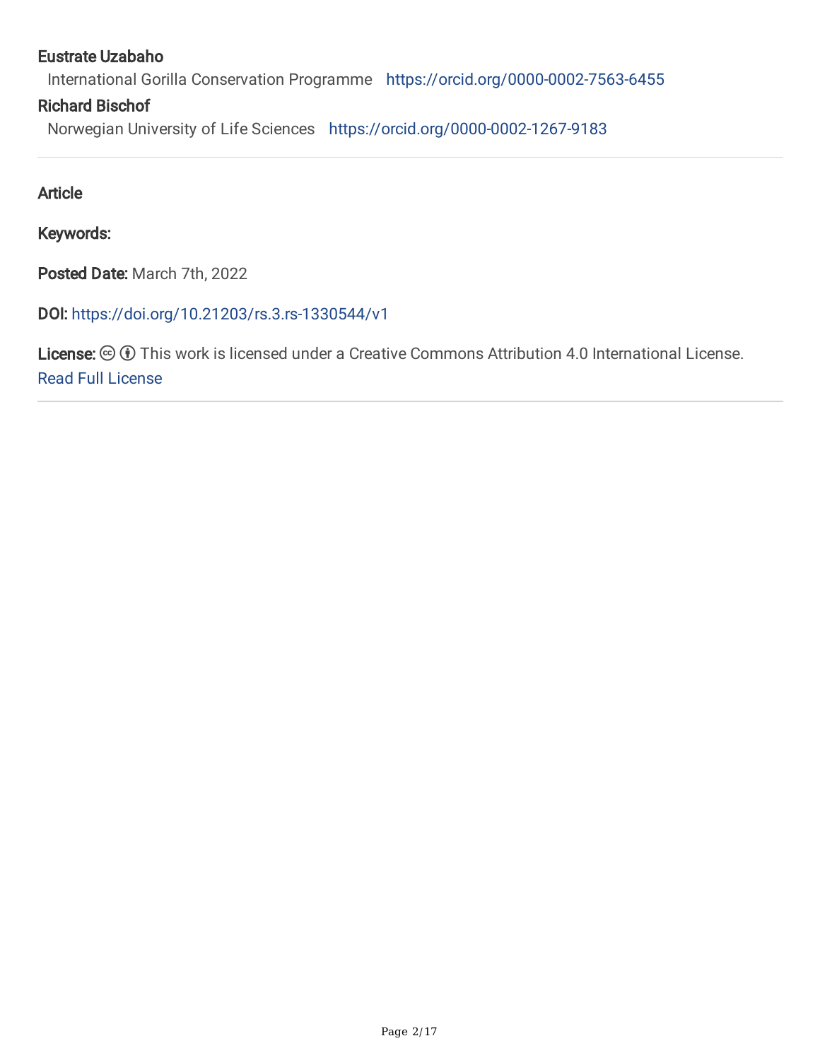**Eustrate Uzabaho**

International Gorilla Conservation Programme https://orcid.org/0000-0002-7563-6455

**Richard Bischof**

Norwegian University of Life Sciences https://orcid.org/0000-0002-1267-9183

---

**Article**

**Keywords:**

**Posted Date:** March 7th, 2022

**DOI:** https://doi.org/10.21203/rs.3.rs-1330544/v1

**License:** This work is licensed under a Creative Commons Attribution 4.0 International License. Read Full License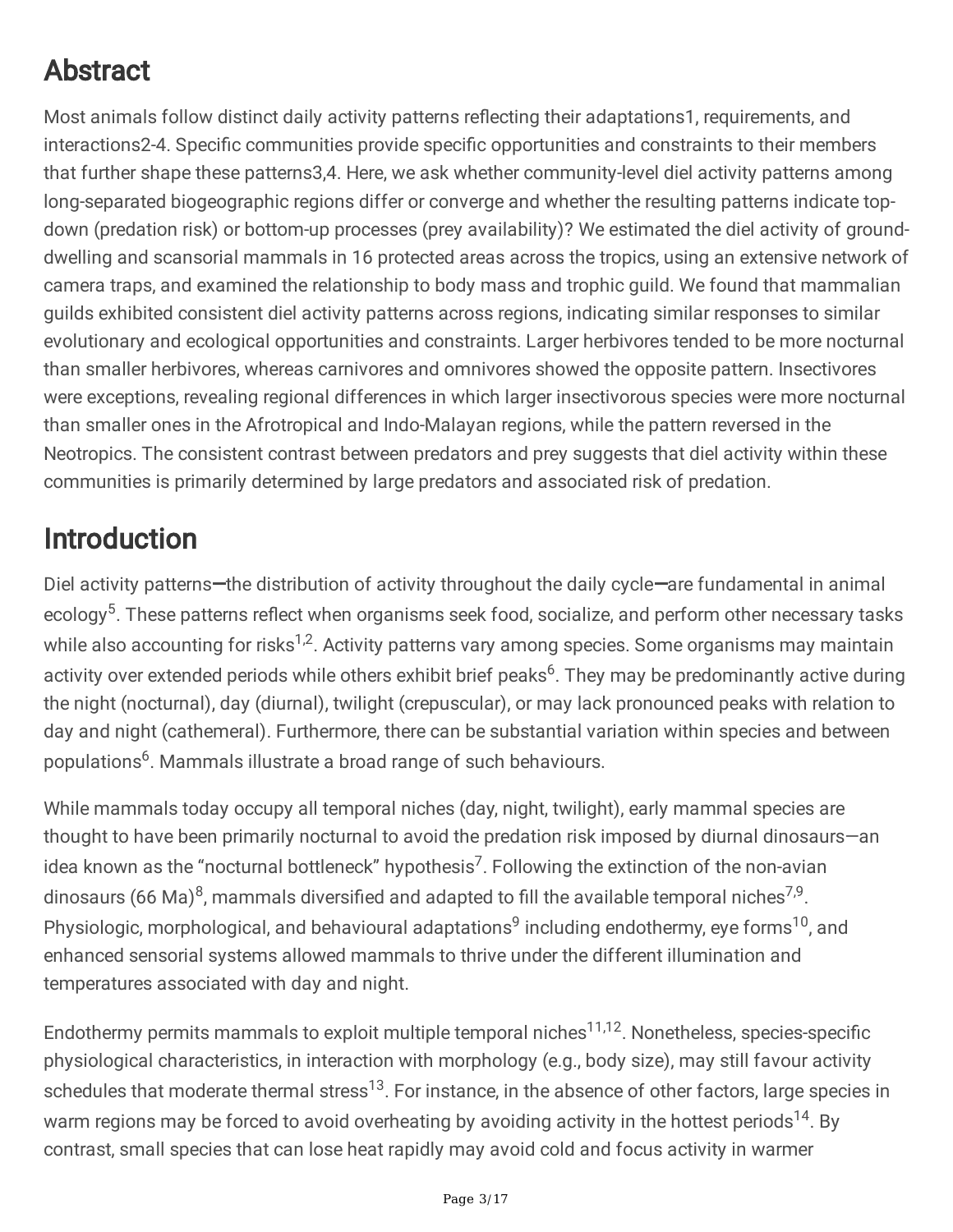# Abstract

Most animals follow distinct daily activity patterns reflecting their adaptations1, requirements, and interactions2-4. Specific communities provide specific opportunities and constraints to their members that further shape these patterns3,4. Here, we ask whether community-level diel activity patterns among long-separated biogeographic regions differ or converge and whether the resulting patterns indicate top-down (predation risk) or bottom-up processes (prey availability)? We estimated the diel activity of ground-dwelling and scansorial mammals in 16 protected areas across the tropics, using an extensive network of camera traps, and examined the relationship to body mass and trophic guild. We found that mammalian guilds exhibited consistent diel activity patterns across regions, indicating similar responses to similar evolutionary and ecological opportunities and constraints. Larger herbivores tended to be more nocturnal than smaller herbivores, whereas carnivores and omnivores showed the opposite pattern. Insectivores were exceptions, revealing regional differences in which larger insectivorous species were more nocturnal than smaller ones in the Afrotropical and Indo-Malayan regions, while the pattern reversed in the Neotropics. The consistent contrast between predators and prey suggests that diel activity within these communities is primarily determined by large predators and associated risk of predation.

# Introduction

Diel activity patterns—the distribution of activity throughout the daily cycle—are fundamental in animal ecology[5]. These patterns reflect when organisms seek food, socialize, and perform other necessary tasks while also accounting for risks[1,2]. Activity patterns vary among species. Some organisms may maintain activity over extended periods while others exhibit brief peaks[6]. They may be predominantly active during the night (nocturnal), day (diurnal), twilight (crepuscular), or may lack pronounced peaks with relation to day and night (cathemeral). Furthermore, there can be substantial variation within species and between populations[6]. Mammals illustrate a broad range of such behaviours.

While mammals today occupy all temporal niches (day, night, twilight), early mammal species are thought to have been primarily nocturnal to avoid the predation risk imposed by diurnal dinosaurs—an idea known as the "nocturnal bottleneck" hypothesis[7]. Following the extinction of the non-avian dinosaurs (66 Ma)[8], mammals diversified and adapted to fill the available temporal niches[7,9]. Physiologic, morphological, and behavioural adaptations[9] including endothermy, eye forms[10], and enhanced sensorial systems allowed mammals to thrive under the different illumination and temperatures associated with day and night.

Endothermy permits mammals to exploit multiple temporal niches[11,12]. Nonetheless, species-specific physiological characteristics, in interaction with morphology (e.g., body size), may still favour activity schedules that moderate thermal stress[13]. For instance, in the absence of other factors, large species in warm regions may be forced to avoid overheating by avoiding activity in the hottest periods[14]. By contrast, small species that can lose heat rapidly may avoid cold and focus activity in warmer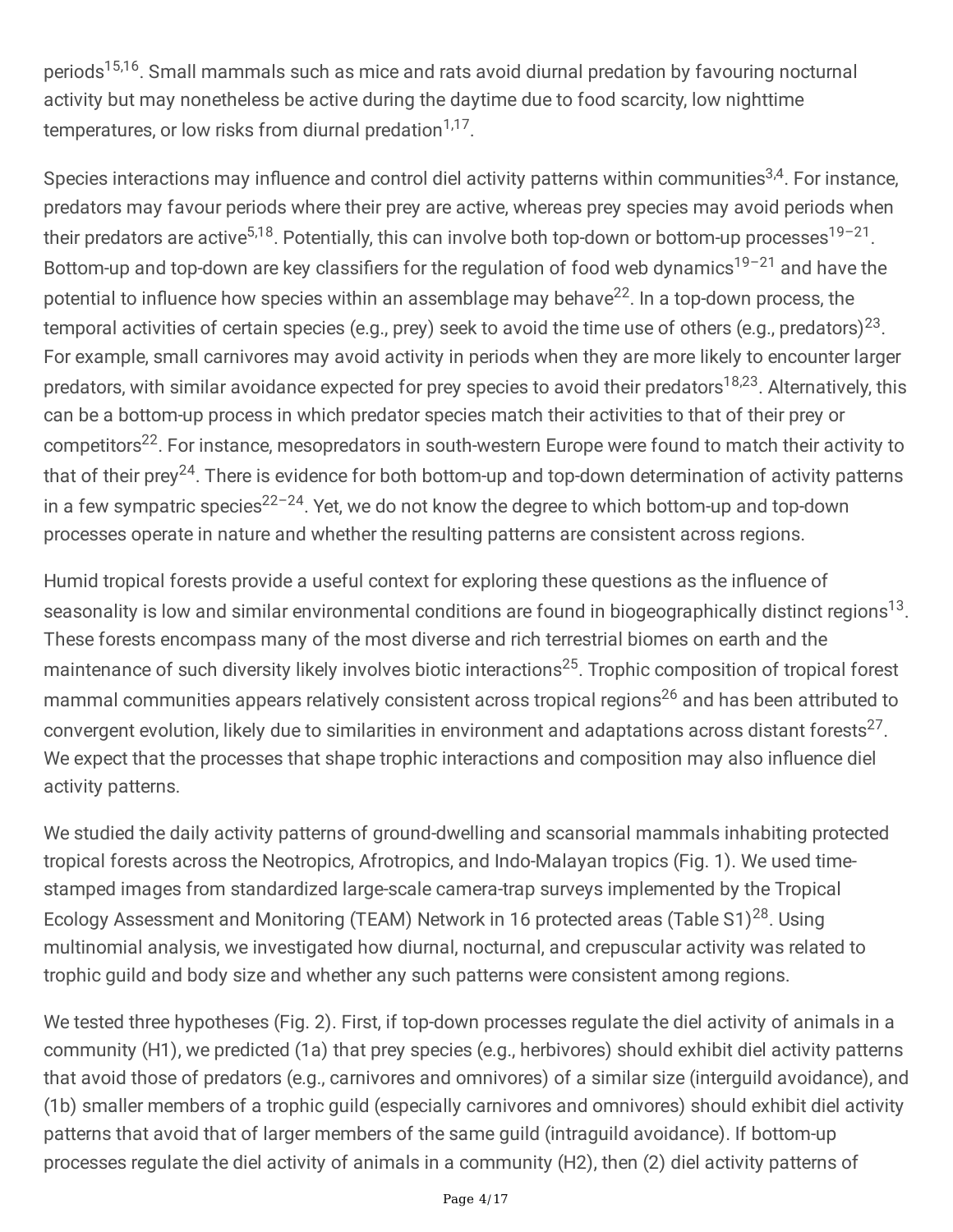periods[15,16]. Small mammals such as mice and rats avoid diurnal predation by favouring nocturnal activity but may nonetheless be active during the daytime due to food scarcity, low nighttime temperatures, or low risks from diurnal predation[1,17].

Species interactions may influence and control diel activity patterns within communities[3,4]. For instance, predators may favour periods where their prey are active, whereas prey species may avoid periods when their predators are active[5,18]. Potentially, this can involve both top-down or bottom-up processes[19–21]. Bottom-up and top-down are key classifiers for the regulation of food web dynamics[19–21] and have the potential to influence how species within an assemblage may behave[22]. In a top-down process, the temporal activities of certain species (e.g., prey) seek to avoid the time use of others (e.g., predators)[23]. For example, small carnivores may avoid activity in periods when they are more likely to encounter larger predators, with similar avoidance expected for prey species to avoid their predators[18,23]. Alternatively, this can be a bottom-up process in which predator species match their activities to that of their prey or competitors[22]. For instance, mesopredators in south-western Europe were found to match their activity to that of their prey[24]. There is evidence for both bottom-up and top-down determination of activity patterns in a few sympatric species[22–24]. Yet, we do not know the degree to which bottom-up and top-down processes operate in nature and whether the resulting patterns are consistent across regions.

Humid tropical forests provide a useful context for exploring these questions as the influence of seasonality is low and similar environmental conditions are found in biogeographically distinct regions[13]. These forests encompass many of the most diverse and rich terrestrial biomes on earth and the maintenance of such diversity likely involves biotic interactions[25]. Trophic composition of tropical forest mammal communities appears relatively consistent across tropical regions[26] and has been attributed to convergent evolution, likely due to similarities in environment and adaptations across distant forests[27]. We expect that the processes that shape trophic interactions and composition may also influence diel activity patterns.

We studied the daily activity patterns of ground-dwelling and scansorial mammals inhabiting protected tropical forests across the Neotropics, Afrotropics, and Indo-Malayan tropics (Fig. 1). We used time-stamped images from standardized large-scale camera-trap surveys implemented by the Tropical Ecology Assessment and Monitoring (TEAM) Network in 16 protected areas (Table S1)[28]. Using multinomial analysis, we investigated how diurnal, nocturnal, and crepuscular activity was related to trophic guild and body size and whether any such patterns were consistent among regions.

We tested three hypotheses (Fig. 2). First, if top-down processes regulate the diel activity of animals in a community (H1), we predicted (1a) that prey species (e.g., herbivores) should exhibit diel activity patterns that avoid those of predators (e.g., carnivores and omnivores) of a similar size (interguild avoidance), and (1b) smaller members of a trophic guild (especially carnivores and omnivores) should exhibit diel activity patterns that avoid that of larger members of the same guild (intraguild avoidance). If bottom-up processes regulate the diel activity of animals in a community (H2), then (2) diel activity patterns of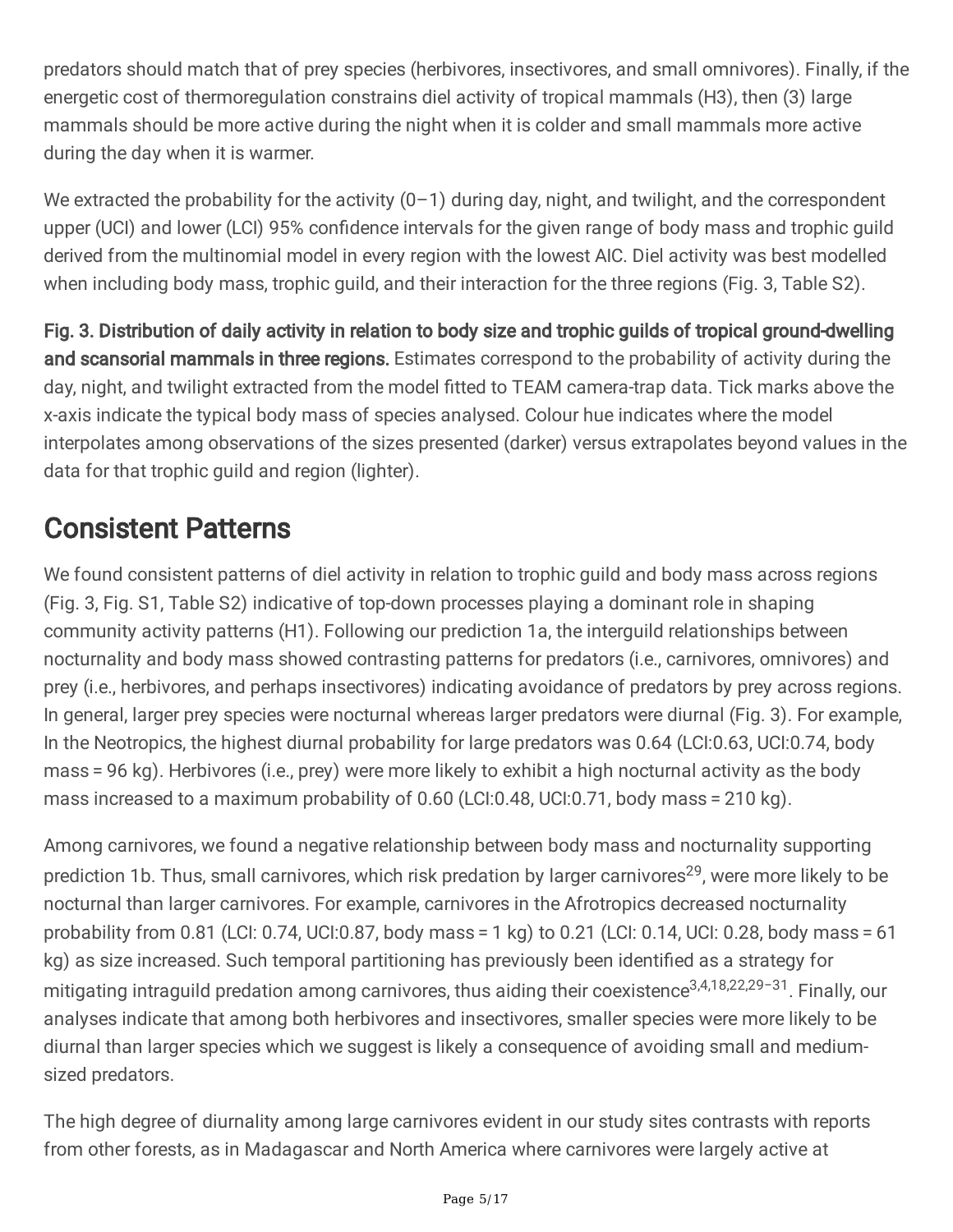predators should match that of prey species (herbivores, insectivores, and small omnivores). Finally, if the energetic cost of thermoregulation constrains diel activity of tropical mammals (H3), then (3) large mammals should be more active during the night when it is colder and small mammals more active during the day when it is warmer.

We extracted the probability for the activity (0–1) during day, night, and twilight, and the correspondent upper (UCI) and lower (LCI) 95% confidence intervals for the given range of body mass and trophic guild derived from the multinomial model in every region with the lowest AIC. Diel activity was best modelled when including body mass, trophic guild, and their interaction for the three regions (Fig. 3, Table S2).

**Fig. 3. Distribution of daily activity in relation to body size and trophic guilds of tropical ground-dwelling and scansorial mammals in three regions.** Estimates correspond to the probability of activity during the day, night, and twilight extracted from the model fitted to TEAM camera-trap data. Tick marks above the x-axis indicate the typical body mass of species analysed. Colour hue indicates where the model interpolates among observations of the sizes presented (darker) versus extrapolates beyond values in the data for that trophic guild and region (lighter).

## Consistent Patterns

We found consistent patterns of diel activity in relation to trophic guild and body mass across regions (Fig. 3, Fig. S1, Table S2) indicative of top-down processes playing a dominant role in shaping community activity patterns (H1). Following our prediction 1a, the interguild relationships between nocturnality and body mass showed contrasting patterns for predators (i.e., carnivores, omnivores) and prey (i.e., herbivores, and perhaps insectivores) indicating avoidance of predators by prey across regions. In general, larger prey species were nocturnal whereas larger predators were diurnal (Fig. 3). For example, In the Neotropics, the highest diurnal probability for large predators was 0.64 (LCI:0.63, UCI:0.74, body mass = 96 kg). Herbivores (i.e., prey) were more likely to exhibit a high nocturnal activity as the body mass increased to a maximum probability of 0.60 (LCI:0.48, UCI:0.71, body mass = 210 kg).

Among carnivores, we found a negative relationship between body mass and nocturnality supporting prediction 1b. Thus, small carnivores, which risk predation by larger carnivores[29], were more likely to be nocturnal than larger carnivores. For example, carnivores in the Afrotropics decreased nocturnality probability from 0.81 (LCI: 0.74, UCI:0.87, body mass = 1 kg) to 0.21 (LCI: 0.14, UCI: 0.28, body mass = 61 kg) as size increased. Such temporal partitioning has previously been identified as a strategy for mitigating intraguild predation among carnivores, thus aiding their coexistence[3,4,18,22,29–31]. Finally, our analyses indicate that among both herbivores and insectivores, smaller species were more likely to be diurnal than larger species which we suggest is likely a consequence of avoiding small and medium-sized predators.

The high degree of diurnality among large carnivores evident in our study sites contrasts with reports from other forests, as in Madagascar and North America where carnivores were largely active at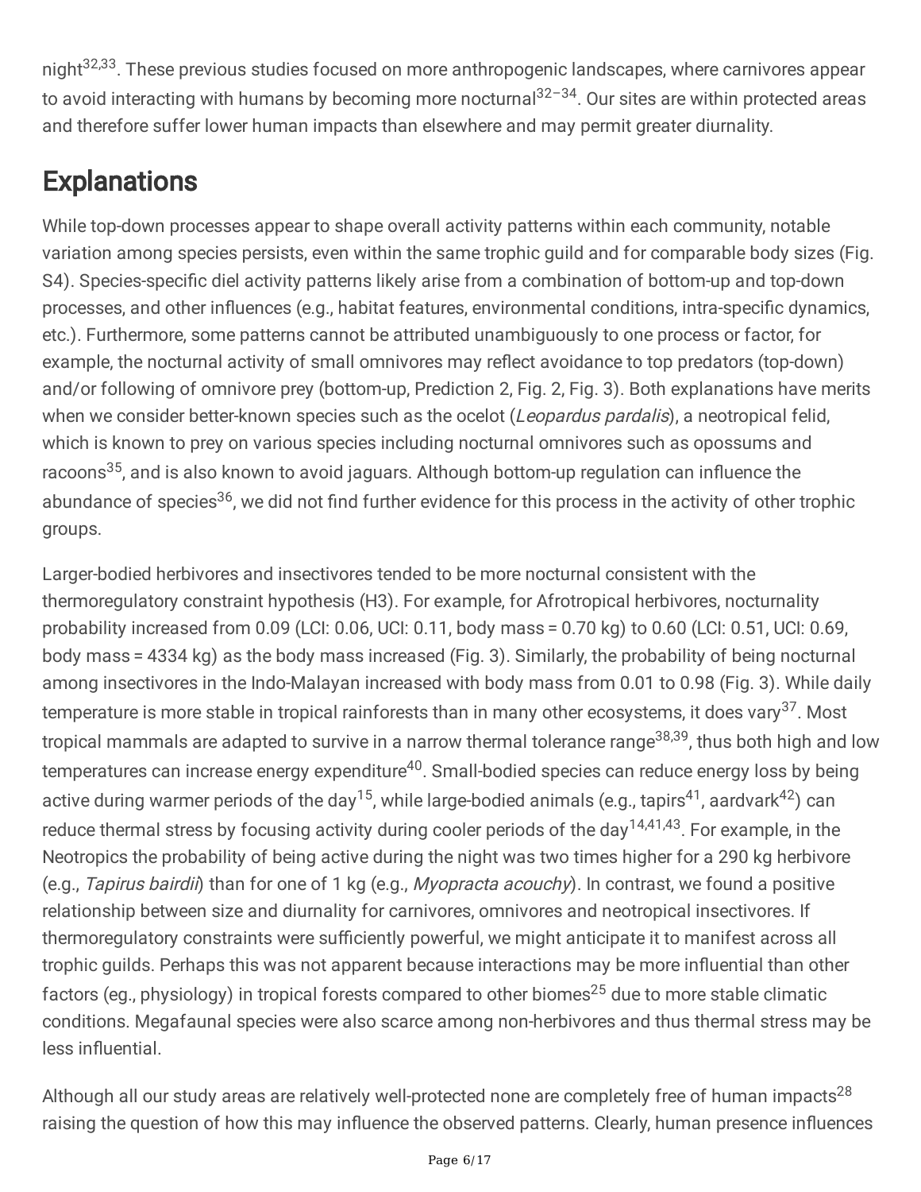night[32,33]. These previous studies focused on more anthropogenic landscapes, where carnivores appear to avoid interacting with humans by becoming more nocturnal[32–34]. Our sites are within protected areas and therefore suffer lower human impacts than elsewhere and may permit greater diurnality.

# Explanations

While top-down processes appear to shape overall activity patterns within each community, notable variation among species persists, even within the same trophic guild and for comparable body sizes (Fig. S4). Species-specific diel activity patterns likely arise from a combination of bottom-up and top-down processes, and other influences (e.g., habitat features, environmental conditions, intra-specific dynamics, etc.). Furthermore, some patterns cannot be attributed unambiguously to one process or factor, for example, the nocturnal activity of small omnivores may reflect avoidance to top predators (top-down) and/or following of omnivore prey (bottom-up, Prediction 2, Fig. 2, Fig. 3). Both explanations have merits when we consider better-known species such as the ocelot (*Leopardus pardalis*), a neotropical felid, which is known to prey on various species including nocturnal omnivores such as opossums and racoons[35], and is also known to avoid jaguars. Although bottom-up regulation can influence the abundance of species[36], we did not find further evidence for this process in the activity of other trophic groups.

Larger-bodied herbivores and insectivores tended to be more nocturnal consistent with the thermoregulatory constraint hypothesis (H3). For example, for Afrotropical herbivores, nocturnality probability increased from 0.09 (LCI: 0.06, UCI: 0.11, body mass = 0.70 kg) to 0.60 (LCI: 0.51, UCI: 0.69, body mass = 4334 kg) as the body mass increased (Fig. 3). Similarly, the probability of being nocturnal among insectivores in the Indo-Malayan increased with body mass from 0.01 to 0.98 (Fig. 3). While daily temperature is more stable in tropical rainforests than in many other ecosystems, it does vary[37]. Most tropical mammals are adapted to survive in a narrow thermal tolerance range[38,39], thus both high and low temperatures can increase energy expenditure[40]. Small-bodied species can reduce energy loss by being active during warmer periods of the day[15], while large-bodied animals (e.g., tapirs[41], aardvark[42]) can reduce thermal stress by focusing activity during cooler periods of the day[14,41,43]. For example, in the Neotropics the probability of being active during the night was two times higher for a 290 kg herbivore (e.g., *Tapirus bairdii*) than for one of 1 kg (e.g., *Myopracta acouchy*). In contrast, we found a positive relationship between size and diurnality for carnivores, omnivores and neotropical insectivores. If thermoregulatory constraints were sufficiently powerful, we might anticipate it to manifest across all trophic guilds. Perhaps this was not apparent because interactions may be more influential than other factors (eg., physiology) in tropical forests compared to other biomes[25] due to more stable climatic conditions. Megafaunal species were also scarce among non-herbivores and thus thermal stress may be less influential.

Although all our study areas are relatively well-protected none are completely free of human impacts[28] raising the question of how this may influence the observed patterns. Clearly, human presence influences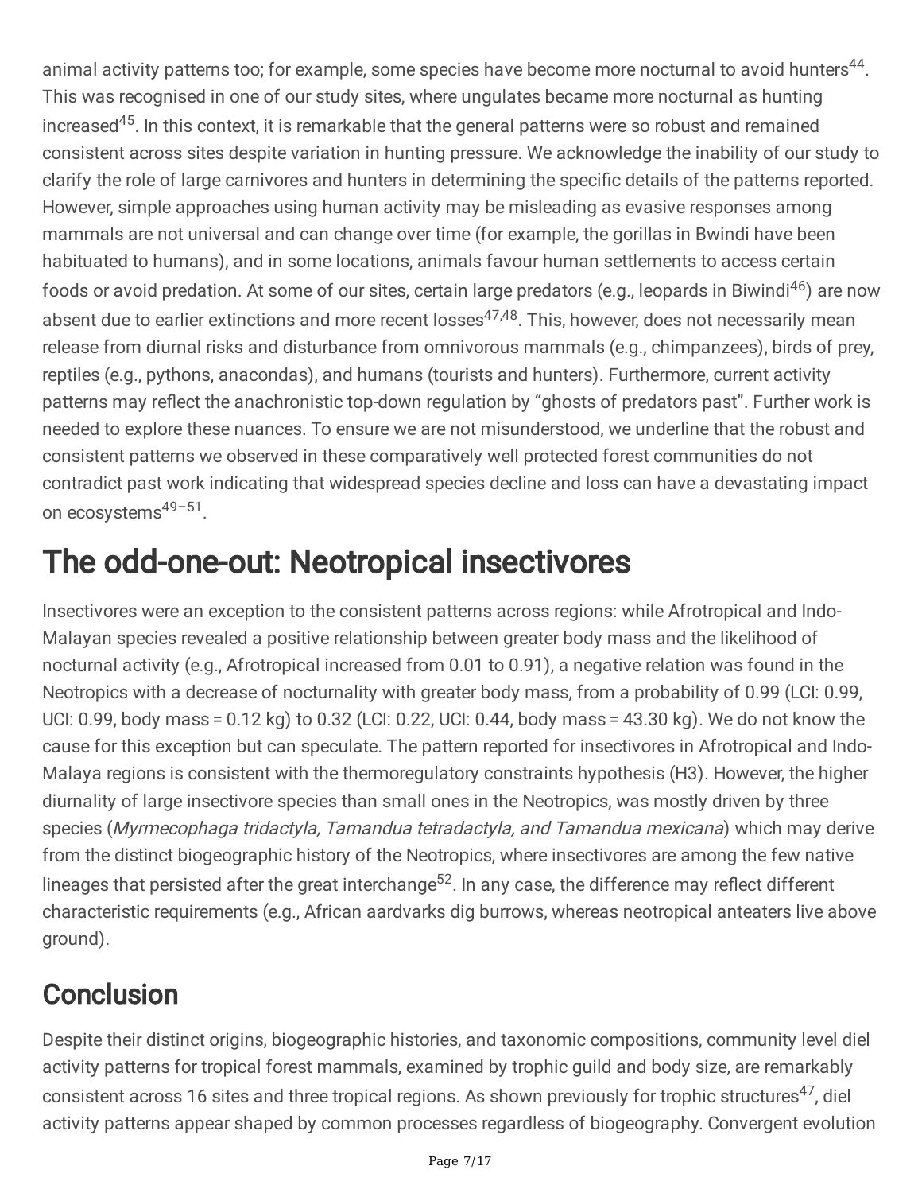animal activity patterns too; for example, some species have become more nocturnal to avoid hunters[44]. This was recognised in one of our study sites, where ungulates became more nocturnal as hunting increased[45]. In this context, it is remarkable that the general patterns were so robust and remained consistent across sites despite variation in hunting pressure. We acknowledge the inability of our study to clarify the role of large carnivores and hunters in determining the specific details of the patterns reported. However, simple approaches using human activity may be misleading as evasive responses among mammals are not universal and can change over time (for example, the gorillas in Bwindi have been habituated to humans), and in some locations, animals favour human settlements to access certain foods or avoid predation. At some of our sites, certain large predators (e.g., leopards in Biwindi[46]) are now absent due to earlier extinctions and more recent losses[47,48]. This, however, does not necessarily mean release from diurnal risks and disturbance from omnivorous mammals (e.g., chimpanzees), birds of prey, reptiles (e.g., pythons, anacondas), and humans (tourists and hunters). Furthermore, current activity patterns may reflect the anachronistic top-down regulation by "ghosts of predators past". Further work is needed to explore these nuances. To ensure we are not misunderstood, we underline that the robust and consistent patterns we observed in these comparatively well protected forest communities do not contradict past work indicating that widespread species decline and loss can have a devastating impact on ecosystems[49–51].

# The odd-one-out: Neotropical insectivores

Insectivores were an exception to the consistent patterns across regions: while Afrotropical and Indo-Malayan species revealed a positive relationship between greater body mass and the likelihood of nocturnal activity (e.g., Afrotropical increased from 0.01 to 0.91), a negative relation was found in the Neotropics with a decrease of nocturnality with greater body mass, from a probability of 0.99 (LCI: 0.99, UCI: 0.99, body mass = 0.12 kg) to 0.32 (LCI: 0.22, UCI: 0.44, body mass = 43.30 kg). We do not know the cause for this exception but can speculate. The pattern reported for insectivores in Afrotropical and Indo-Malaya regions is consistent with the thermoregulatory constraints hypothesis (H3). However, the higher diurnality of large insectivore species than small ones in the Neotropics, was mostly driven by three species (*Myrmecophaga tridactyla, Tamandua tetradactyla, and Tamandua mexicana*) which may derive from the distinct biogeographic history of the Neotropics, where insectivores are among the few native lineages that persisted after the great interchange[52]. In any case, the difference may reflect different characteristic requirements (e.g., African aardvarks dig burrows, whereas neotropical anteaters live above ground).

## Conclusion

Despite their distinct origins, biogeographic histories, and taxonomic compositions, community level diel activity patterns for tropical forest mammals, examined by trophic guild and body size, are remarkably consistent across 16 sites and three tropical regions. As shown previously for trophic structures[47], diel activity patterns appear shaped by common processes regardless of biogeography. Convergent evolution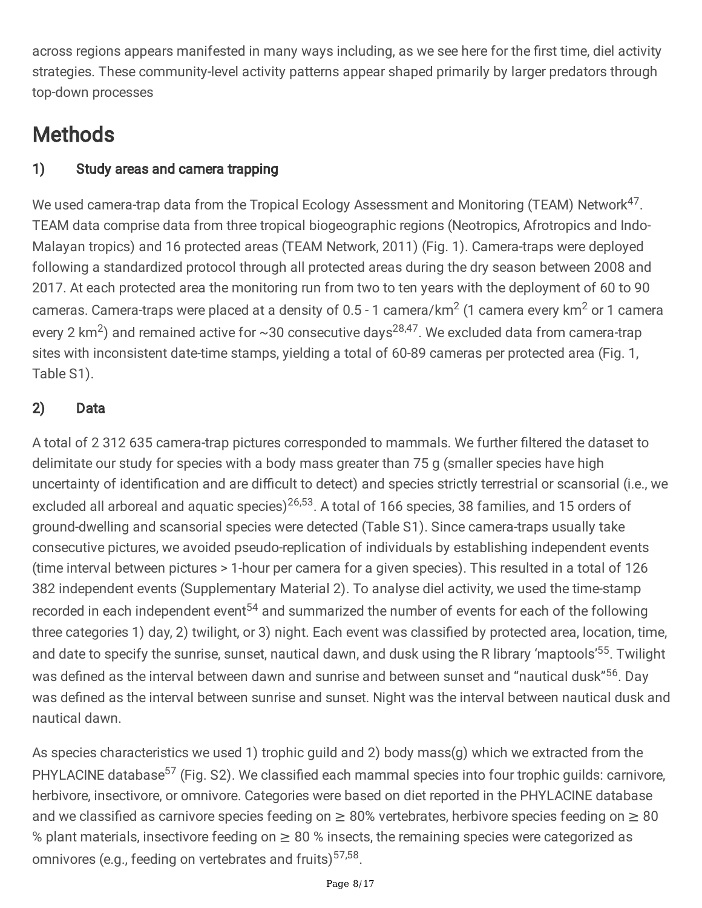across regions appears manifested in many ways including, as we see here for the first time, diel activity strategies. These community-level activity patterns appear shaped primarily by larger predators through top-down processes

# Methods

## 1) Study areas and camera trapping

We used camera-trap data from the Tropical Ecology Assessment and Monitoring (TEAM) Network[47]. TEAM data comprise data from three tropical biogeographic regions (Neotropics, Afrotropics and Indo-Malayan tropics) and 16 protected areas (TEAM Network, 2011) (Fig. 1). Camera-traps were deployed following a standardized protocol through all protected areas during the dry season between 2008 and 2017. At each protected area the monitoring run from two to ten years with the deployment of 60 to 90 cameras. Camera-traps were placed at a density of 0.5 - 1 camera/km$^2$ (1 camera every km$^2$ or 1 camera every 2 km$^2$) and remained active for ~30 consecutive days[28,47]. We excluded data from camera-trap sites with inconsistent date-time stamps, yielding a total of 60-89 cameras per protected area (Fig. 1, Table S1).

## 2) Data

A total of 2 312 635 camera-trap pictures corresponded to mammals. We further filtered the dataset to delimitate our study for species with a body mass greater than 75 g (smaller species have high uncertainty of identification and are difficult to detect) and species strictly terrestrial or scansorial (i.e., we excluded all arboreal and aquatic species)[26,53]. A total of 166 species, 38 families, and 15 orders of ground-dwelling and scansorial species were detected (Table S1). Since camera-traps usually take consecutive pictures, we avoided pseudo-replication of individuals by establishing independent events (time interval between pictures > 1-hour per camera for a given species). This resulted in a total of 126 382 independent events (Supplementary Material 2). To analyse diel activity, we used the time-stamp recorded in each independent event[54] and summarized the number of events for each of the following three categories 1) day, 2) twilight, or 3) night. Each event was classified by protected area, location, time, and date to specify the sunrise, sunset, nautical dawn, and dusk using the R library 'maptools'[55]. Twilight was defined as the interval between dawn and sunrise and between sunset and "nautical dusk"[56]. Day was defined as the interval between sunrise and sunset. Night was the interval between nautical dusk and nautical dawn.

As species characteristics we used 1) trophic guild and 2) body mass(g) which we extracted from the PHYLACINE database[57] (Fig. S2). We classified each mammal species into four trophic guilds: carnivore, herbivore, insectivore, or omnivore. Categories were based on diet reported in the PHYLACINE database and we classified as carnivore species feeding on ≥ 80% vertebrates, herbivore species feeding on ≥ 80 % plant materials, insectivore feeding on ≥ 80 % insects, the remaining species were categorized as omnivores (e.g., feeding on vertebrates and fruits)[57,58].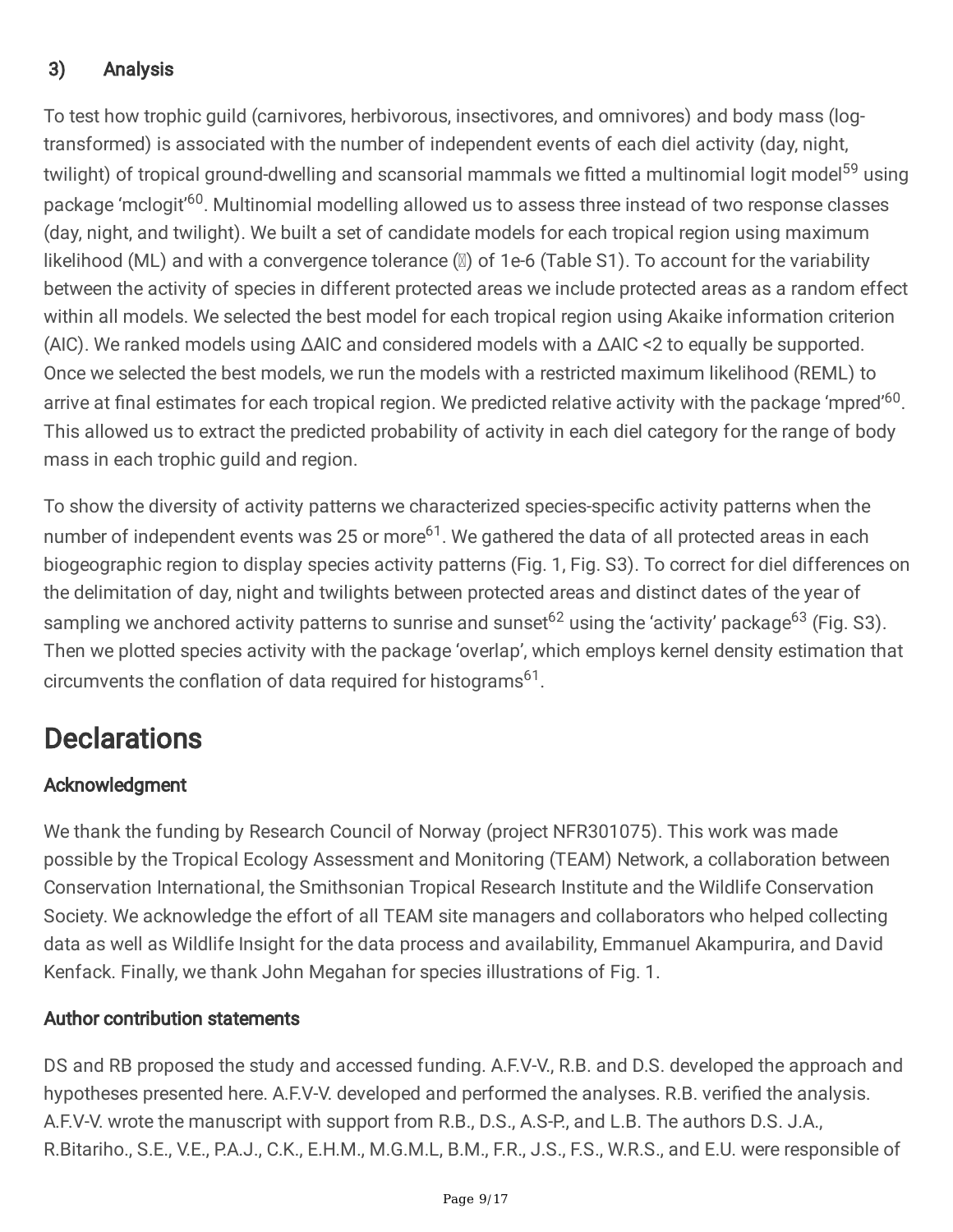### 3) Analysis

To test how trophic guild (carnivores, herbivorous, insectivores, and omnivores) and body mass (log-transformed) is associated with the number of independent events of each diel activity (day, night, twilight) of tropical ground-dwelling and scansorial mammals we fitted a multinomial logit model[59] using package 'mclogit'[60]. Multinomial modelling allowed us to assess three instead of two response classes (day, night, and twilight). We built a set of candidate models for each tropical region using maximum likelihood (ML) and with a convergence tolerance (ε) of 1e-6 (Table S1). To account for the variability between the activity of species in different protected areas we include protected areas as a random effect within all models. We selected the best model for each tropical region using Akaike information criterion (AIC). We ranked models using ΔAIC and considered models with a ΔAIC <2 to equally be supported. Once we selected the best models, we run the models with a restricted maximum likelihood (REML) to arrive at final estimates for each tropical region. We predicted relative activity with the package 'mpred'[60]. This allowed us to extract the predicted probability of activity in each diel category for the range of body mass in each trophic guild and region.

To show the diversity of activity patterns we characterized species-specific activity patterns when the number of independent events was 25 or more[61]. We gathered the data of all protected areas in each biogeographic region to display species activity patterns (Fig. 1, Fig. S3). To correct for diel differences on the delimitation of day, night and twilights between protected areas and distinct dates of the year of sampling we anchored activity patterns to sunrise and sunset[62] using the 'activity' package[63] (Fig. S3). Then we plotted species activity with the package 'overlap', which employs kernel density estimation that circumvents the conflation of data required for histograms[61].

# Declarations

### Acknowledgment

We thank the funding by Research Council of Norway (project NFR301075). This work was made possible by the Tropical Ecology Assessment and Monitoring (TEAM) Network, a collaboration between Conservation International, the Smithsonian Tropical Research Institute and the Wildlife Conservation Society. We acknowledge the effort of all TEAM site managers and collaborators who helped collecting data as well as Wildlife Insight for the data process and availability, Emmanuel Akampurira, and David Kenfack. Finally, we thank John Megahan for species illustrations of Fig. 1.

### Author contribution statements

DS and RB proposed the study and accessed funding. A.F.V-V., R.B. and D.S. developed the approach and hypotheses presented here. A.F.V-V. developed and performed the analyses. R.B. verified the analysis. A.F.V-V. wrote the manuscript with support from R.B., D.S., A.S-P., and L.B. The authors D.S. J.A., R.Bitariho., S.E., V.E., P.A.J., C.K., E.H.M., M.G.M.L, B.M., F.R., J.S., F.S., W.R.S., and E.U. were responsible of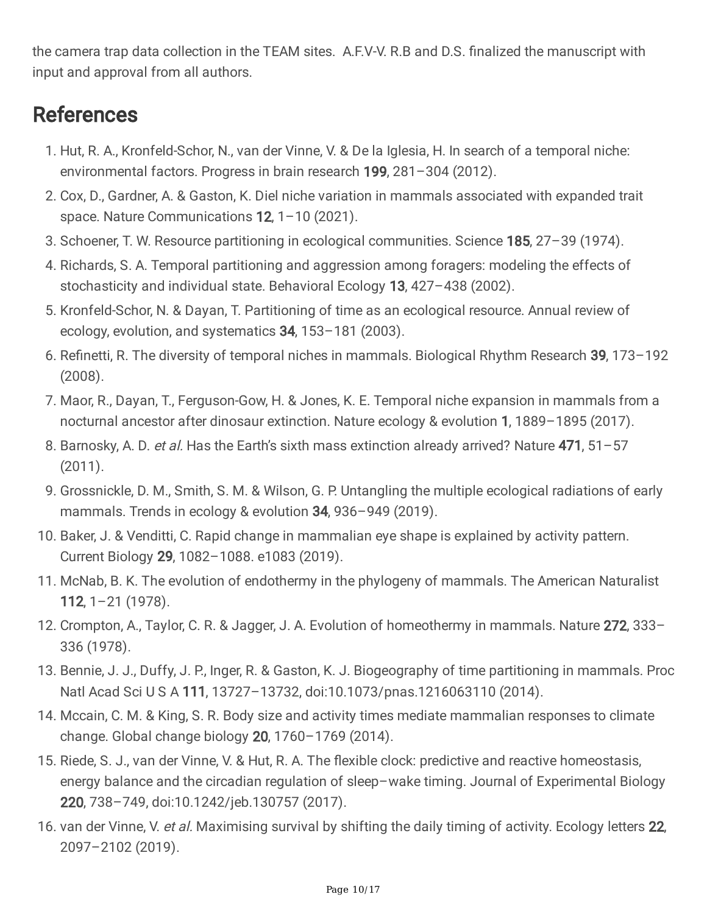the camera trap data collection in the TEAM sites. A.F.V-V. R.B and D.S. finalized the manuscript with input and approval from all authors.

## References

1. Hut, R. A., Kronfeld-Schor, N., van der Vinne, V. & De la Iglesia, H. In search of a temporal niche: environmental factors. Progress in brain research **199**, 281–304 (2012).
2. Cox, D., Gardner, A. & Gaston, K. Diel niche variation in mammals associated with expanded trait space. Nature Communications **12**, 1–10 (2021).
3. Schoener, T. W. Resource partitioning in ecological communities. Science **185**, 27–39 (1974).
4. Richards, S. A. Temporal partitioning and aggression among foragers: modeling the effects of stochasticity and individual state. Behavioral Ecology **13**, 427–438 (2002).
5. Kronfeld-Schor, N. & Dayan, T. Partitioning of time as an ecological resource. Annual review of ecology, evolution, and systematics **34**, 153–181 (2003).
6. Refinetti, R. The diversity of temporal niches in mammals. Biological Rhythm Research **39**, 173–192 (2008).
7. Maor, R., Dayan, T., Ferguson-Gow, H. & Jones, K. E. Temporal niche expansion in mammals from a nocturnal ancestor after dinosaur extinction. Nature ecology & evolution **1**, 1889–1895 (2017).
8. Barnosky, A. D. *et al.* Has the Earth's sixth mass extinction already arrived? Nature **471**, 51–57 (2011).
9. Grossnickle, D. M., Smith, S. M. & Wilson, G. P. Untangling the multiple ecological radiations of early mammals. Trends in ecology & evolution **34**, 936–949 (2019).
10. Baker, J. & Venditti, C. Rapid change in mammalian eye shape is explained by activity pattern. Current Biology **29**, 1082–1088. e1083 (2019).
11. McNab, B. K. The evolution of endothermy in the phylogeny of mammals. The American Naturalist **112**, 1–21 (1978).
12. Crompton, A., Taylor, C. R. & Jagger, J. A. Evolution of homeothermy in mammals. Nature **272**, 333–336 (1978).
13. Bennie, J. J., Duffy, J. P., Inger, R. & Gaston, K. J. Biogeography of time partitioning in mammals. Proc Natl Acad Sci U S A **111**, 13727–13732, doi:10.1073/pnas.1216063110 (2014).
14. Mccain, C. M. & King, S. R. Body size and activity times mediate mammalian responses to climate change. Global change biology **20**, 1760–1769 (2014).
15. Riede, S. J., van der Vinne, V. & Hut, R. A. The flexible clock: predictive and reactive homeostasis, energy balance and the circadian regulation of sleep–wake timing. Journal of Experimental Biology **220**, 738–749, doi:10.1242/jeb.130757 (2017).
16. van der Vinne, V. *et al.* Maximising survival by shifting the daily timing of activity. Ecology letters **22**, 2097–2102 (2019).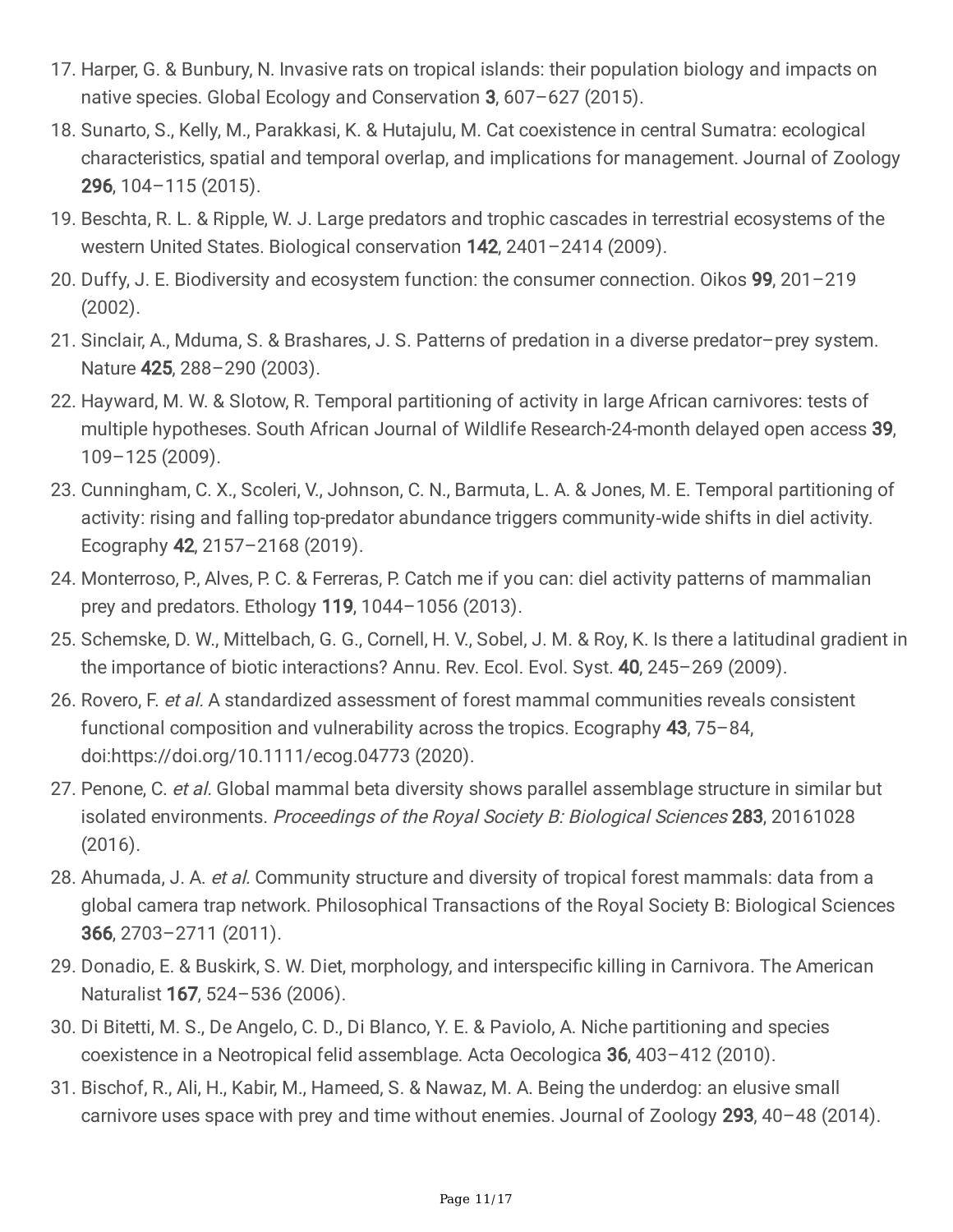17. Harper, G. & Bunbury, N. Invasive rats on tropical islands: their population biology and impacts on native species. Global Ecology and Conservation **3**, 607–627 (2015).
18. Sunarto, S., Kelly, M., Parakkasi, K. & Hutajulu, M. Cat coexistence in central Sumatra: ecological characteristics, spatial and temporal overlap, and implications for management. Journal of Zoology **296**, 104–115 (2015).
19. Beschta, R. L. & Ripple, W. J. Large predators and trophic cascades in terrestrial ecosystems of the western United States. Biological conservation **142**, 2401–2414 (2009).
20. Duffy, J. E. Biodiversity and ecosystem function: the consumer connection. Oikos **99**, 201–219 (2002).
21. Sinclair, A., Mduma, S. & Brashares, J. S. Patterns of predation in a diverse predator–prey system. Nature **425**, 288–290 (2003).
22. Hayward, M. W. & Slotow, R. Temporal partitioning of activity in large African carnivores: tests of multiple hypotheses. South African Journal of Wildlife Research-24-month delayed open access **39**, 109–125 (2009).
23. Cunningham, C. X., Scoleri, V., Johnson, C. N., Barmuta, L. A. & Jones, M. E. Temporal partitioning of activity: rising and falling top-predator abundance triggers community-wide shifts in diel activity. Ecography **42**, 2157–2168 (2019).
24. Monterroso, P., Alves, P. C. & Ferreras, P. Catch me if you can: diel activity patterns of mammalian prey and predators. Ethology **119**, 1044–1056 (2013).
25. Schemske, D. W., Mittelbach, G. G., Cornell, H. V., Sobel, J. M. & Roy, K. Is there a latitudinal gradient in the importance of biotic interactions? Annu. Rev. Ecol. Evol. Syst. **40**, 245–269 (2009).
26. Rovero, F. *et al.* A standardized assessment of forest mammal communities reveals consistent functional composition and vulnerability across the tropics. Ecography **43**, 75–84, doi:https://doi.org/10.1111/ecog.04773 (2020).
27. Penone, C. *et al.* Global mammal beta diversity shows parallel assemblage structure in similar but isolated environments. *Proceedings of the Royal Society B: Biological Sciences* **283**, 20161028 (2016).
28. Ahumada, J. A. *et al.* Community structure and diversity of tropical forest mammals: data from a global camera trap network. Philosophical Transactions of the Royal Society B: Biological Sciences **366**, 2703–2711 (2011).
29. Donadio, E. & Buskirk, S. W. Diet, morphology, and interspecific killing in Carnivora. The American Naturalist **167**, 524–536 (2006).
30. Di Bitetti, M. S., De Angelo, C. D., Di Blanco, Y. E. & Paviolo, A. Niche partitioning and species coexistence in a Neotropical felid assemblage. Acta Oecologica **36**, 403–412 (2010).
31. Bischof, R., Ali, H., Kabir, M., Hameed, S. & Nawaz, M. A. Being the underdog: an elusive small carnivore uses space with prey and time without enemies. Journal of Zoology **293**, 40–48 (2014).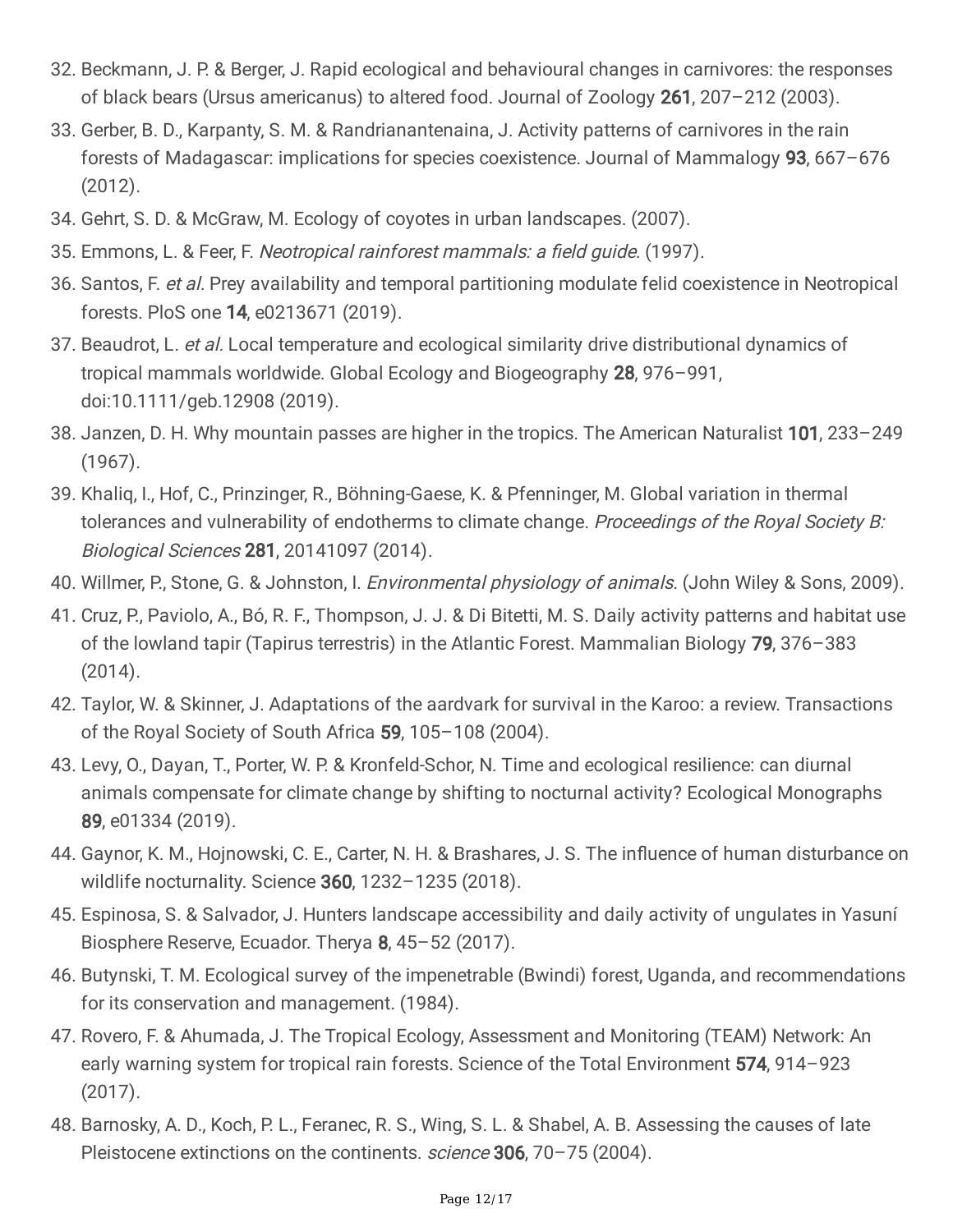32. Beckmann, J. P. & Berger, J. Rapid ecological and behavioural changes in carnivores: the responses of black bears (Ursus americanus) to altered food. Journal of Zoology **261**, 207–212 (2003).
33. Gerber, B. D., Karpanty, S. M. & Randrianantenaina, J. Activity patterns of carnivores in the rain forests of Madagascar: implications for species coexistence. Journal of Mammalogy **93**, 667–676 (2012).
34. Gehrt, S. D. & McGraw, M. Ecology of coyotes in urban landscapes. (2007).
35. Emmons, L. & Feer, F. *Neotropical rainforest mammals: a field guide*. (1997).
36. Santos, F. *et al.* Prey availability and temporal partitioning modulate felid coexistence in Neotropical forests. PloS one **14**, e0213671 (2019).
37. Beaudrot, L. *et al.* Local temperature and ecological similarity drive distributional dynamics of tropical mammals worldwide. Global Ecology and Biogeography **28**, 976–991, doi:10.1111/geb.12908 (2019).
38. Janzen, D. H. Why mountain passes are higher in the tropics. The American Naturalist **101**, 233–249 (1967).
39. Khaliq, I., Hof, C., Prinzinger, R., Böhning-Gaese, K. & Pfenninger, M. Global variation in thermal tolerances and vulnerability of endotherms to climate change. *Proceedings of the Royal Society B: Biological Sciences* **281**, 20141097 (2014).
40. Willmer, P., Stone, G. & Johnston, I. *Environmental physiology of animals*. (John Wiley & Sons, 2009).
41. Cruz, P., Paviolo, A., Bó, R. F., Thompson, J. J. & Di Bitetti, M. S. Daily activity patterns and habitat use of the lowland tapir (Tapirus terrestris) in the Atlantic Forest. Mammalian Biology **79**, 376–383 (2014).
42. Taylor, W. & Skinner, J. Adaptations of the aardvark for survival in the Karoo: a review. Transactions of the Royal Society of South Africa **59**, 105–108 (2004).
43. Levy, O., Dayan, T., Porter, W. P. & Kronfeld-Schor, N. Time and ecological resilience: can diurnal animals compensate for climate change by shifting to nocturnal activity? Ecological Monographs **89**, e01334 (2019).
44. Gaynor, K. M., Hojnowski, C. E., Carter, N. H. & Brashares, J. S. The influence of human disturbance on wildlife nocturnality. Science **360**, 1232–1235 (2018).
45. Espinosa, S. & Salvador, J. Hunters landscape accessibility and daily activity of ungulates in Yasuní Biosphere Reserve, Ecuador. Therya **8**, 45–52 (2017).
46. Butynski, T. M. Ecological survey of the impenetrable (Bwindi) forest, Uganda, and recommendations for its conservation and management. (1984).
47. Rovero, F. & Ahumada, J. The Tropical Ecology, Assessment and Monitoring (TEAM) Network: An early warning system for tropical rain forests. Science of the Total Environment **574**, 914–923 (2017).
48. Barnosky, A. D., Koch, P. L., Feranec, R. S., Wing, S. L. & Shabel, A. B. Assessing the causes of late Pleistocene extinctions on the continents. *science* **306**, 70–75 (2004).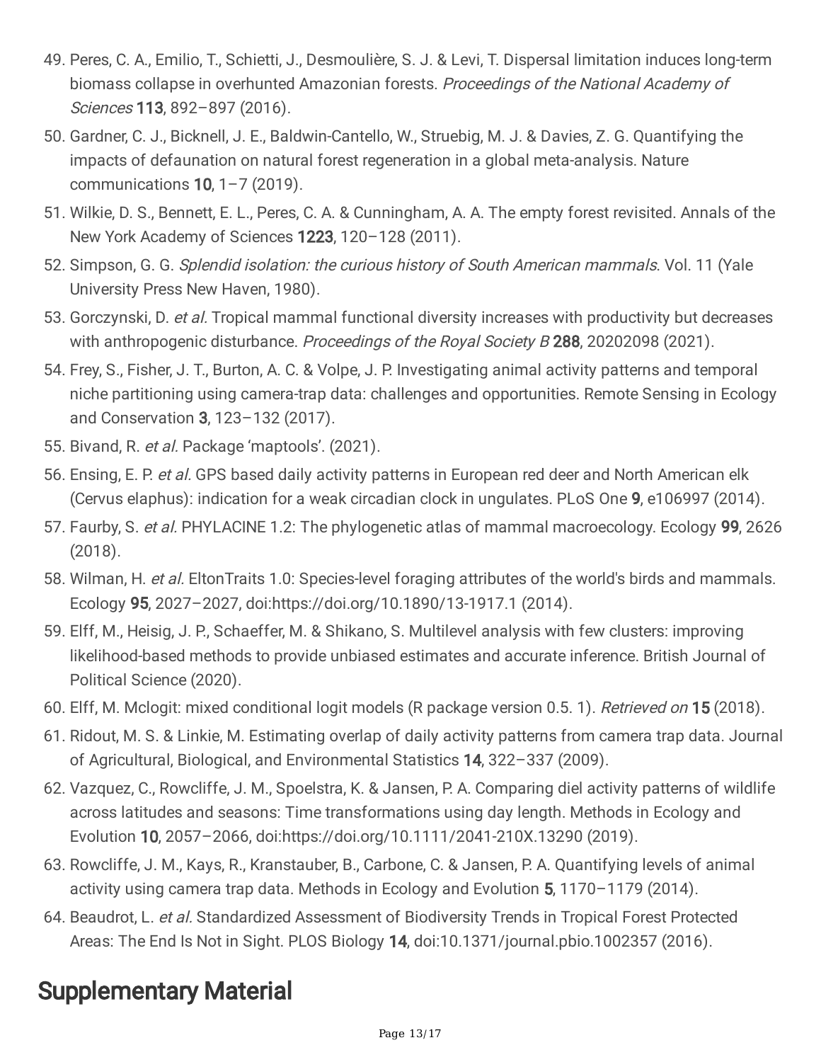49. Peres, C. A., Emilio, T., Schietti, J., Desmoulière, S. J. & Levi, T. Dispersal limitation induces long-term biomass collapse in overhunted Amazonian forests. *Proceedings of the National Academy of Sciences* **113**, 892–897 (2016).
50. Gardner, C. J., Bicknell, J. E., Baldwin-Cantello, W., Struebig, M. J. & Davies, Z. G. Quantifying the impacts of defaunation on natural forest regeneration in a global meta-analysis. Nature communications **10**, 1–7 (2019).
51. Wilkie, D. S., Bennett, E. L., Peres, C. A. & Cunningham, A. A. The empty forest revisited. Annals of the New York Academy of Sciences **1223**, 120–128 (2011).
52. Simpson, G. G. *Splendid isolation: the curious history of South American mammals*. Vol. 11 (Yale University Press New Haven, 1980).
53. Gorczynski, D. *et al.* Tropical mammal functional diversity increases with productivity but decreases with anthropogenic disturbance. *Proceedings of the Royal Society B* **288**, 20202098 (2021).
54. Frey, S., Fisher, J. T., Burton, A. C. & Volpe, J. P. Investigating animal activity patterns and temporal niche partitioning using camera-trap data: challenges and opportunities. Remote Sensing in Ecology and Conservation **3**, 123–132 (2017).
55. Bivand, R. *et al.* Package 'maptools'. (2021).
56. Ensing, E. P. *et al.* GPS based daily activity patterns in European red deer and North American elk (Cervus elaphus): indication for a weak circadian clock in ungulates. PLoS One **9**, e106997 (2014).
57. Faurby, S. *et al.* PHYLACINE 1.2: The phylogenetic atlas of mammal macroecology. Ecology **99**, 2626 (2018).
58. Wilman, H. *et al.* EltonTraits 1.0: Species-level foraging attributes of the world's birds and mammals. Ecology **95**, 2027–2027, doi:https://doi.org/10.1890/13-1917.1 (2014).
59. Elff, M., Heisig, J. P., Schaeffer, M. & Shikano, S. Multilevel analysis with few clusters: improving likelihood-based methods to provide unbiased estimates and accurate inference. British Journal of Political Science (2020).
60. Elff, M. Mclogit: mixed conditional logit models (R package version 0.5. 1). *Retrieved on* **15** (2018).
61. Ridout, M. S. & Linkie, M. Estimating overlap of daily activity patterns from camera trap data. Journal of Agricultural, Biological, and Environmental Statistics **14**, 322–337 (2009).
62. Vazquez, C., Rowcliffe, J. M., Spoelstra, K. & Jansen, P. A. Comparing diel activity patterns of wildlife across latitudes and seasons: Time transformations using day length. Methods in Ecology and Evolution **10**, 2057–2066, doi:https://doi.org/10.1111/2041-210X.13290 (2019).
63. Rowcliffe, J. M., Kays, R., Kranstauber, B., Carbone, C. & Jansen, P. A. Quantifying levels of animal activity using camera trap data. Methods in Ecology and Evolution **5**, 1170–1179 (2014).
64. Beaudrot, L. *et al.* Standardized Assessment of Biodiversity Trends in Tropical Forest Protected Areas: The End Is Not in Sight. PLOS Biology **14**, doi:10.1371/journal.pbio.1002357 (2016).

# Supplementary Material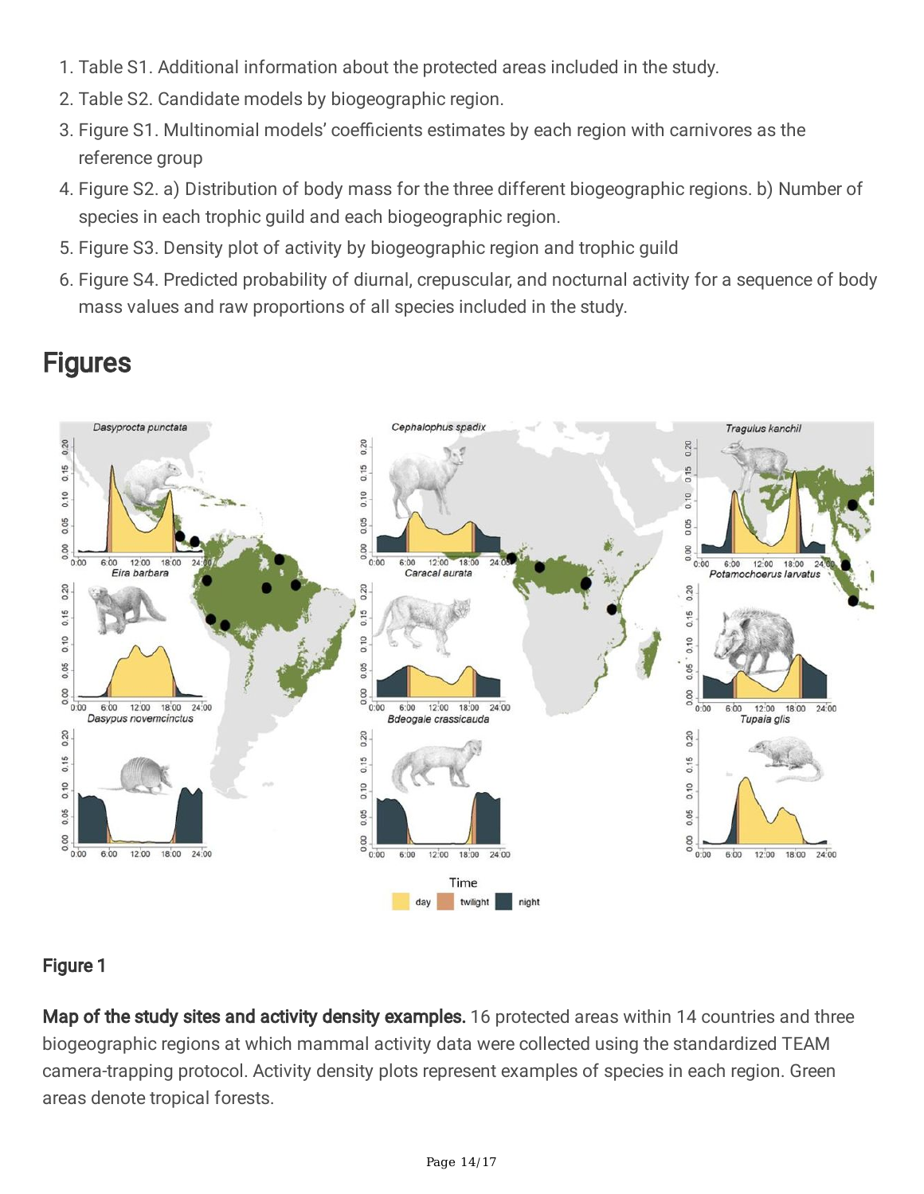1. Table S1. Additional information about the protected areas included in the study.
2. Table S2. Candidate models by biogeographic region.
3. Figure S1. Multinomial models' coefficients estimates by each region with carnivores as the reference group
4. Figure S2. a) Distribution of body mass for the three different biogeographic regions. b) Number of species in each trophic guild and each biogeographic region.
5. Figure S3. Density plot of activity by biogeographic region and trophic guild
6. Figure S4. Predicted probability of diurnal, crepuscular, and nocturnal activity for a sequence of body mass values and raw proportions of all species included in the study.

# Figures

## Figure 1

**Map of the study sites and activity density examples.** 16 protected areas within 14 countries and three biogeographic regions at which mammal activity data were collected using the standardized TEAM camera-trapping protocol. Activity density plots represent examples of species in each region. Green areas denote tropical forests.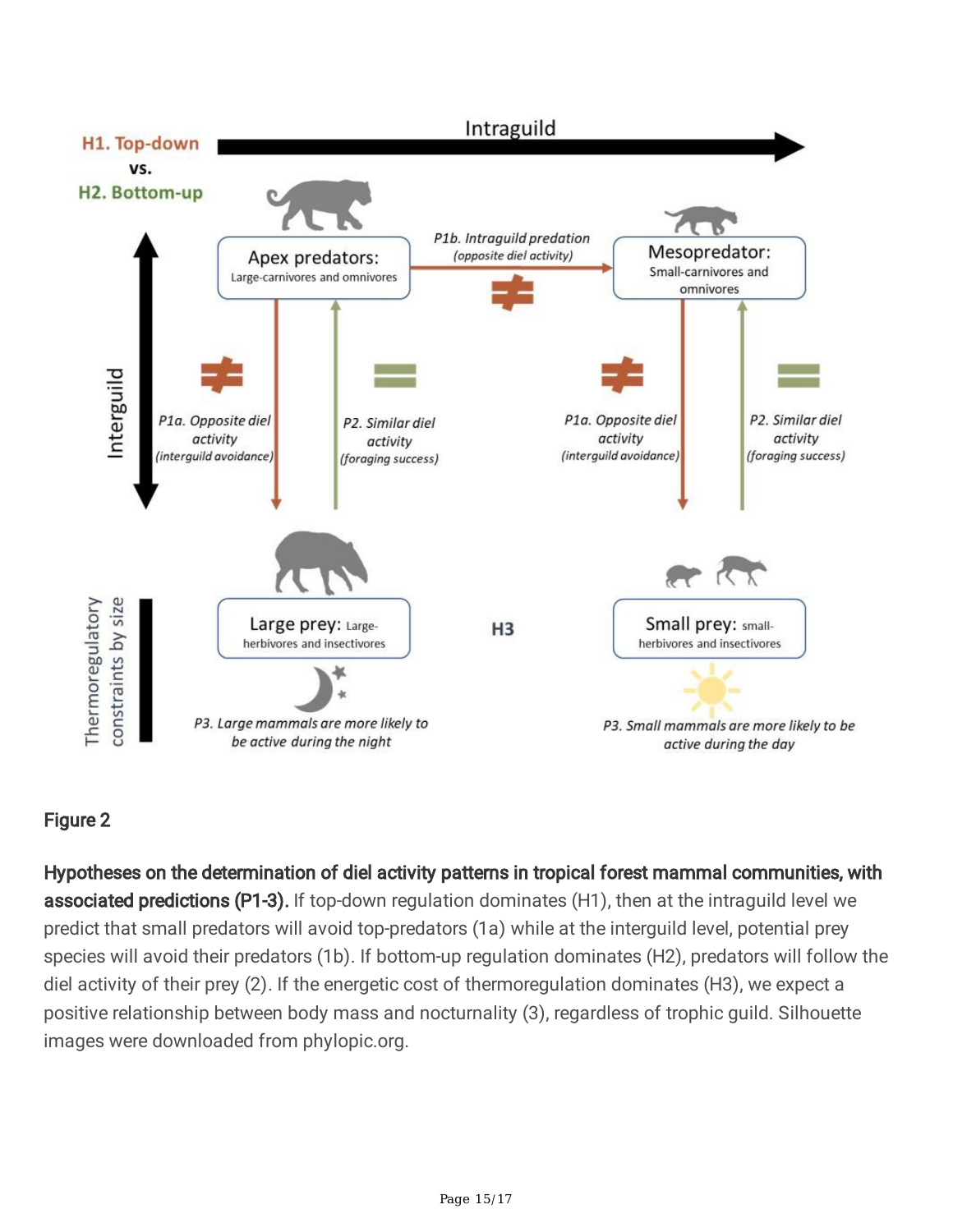## Figure 2

**Hypotheses on the determination of diel activity patterns in tropical forest mammal communities, with associated predictions (P1-3).** If top-down regulation dominates (H1), then at the intraguild level we predict that small predators will avoid top-predators (1a) while at the interguild level, potential prey species will avoid their predators (1b). If bottom-up regulation dominates (H2), predators will follow the diel activity of their prey (2). If the energetic cost of thermoregulation dominates (H3), we expect a positive relationship between body mass and nocturnality (3), regardless of trophic guild. Silhouette images were downloaded from phylopic.org.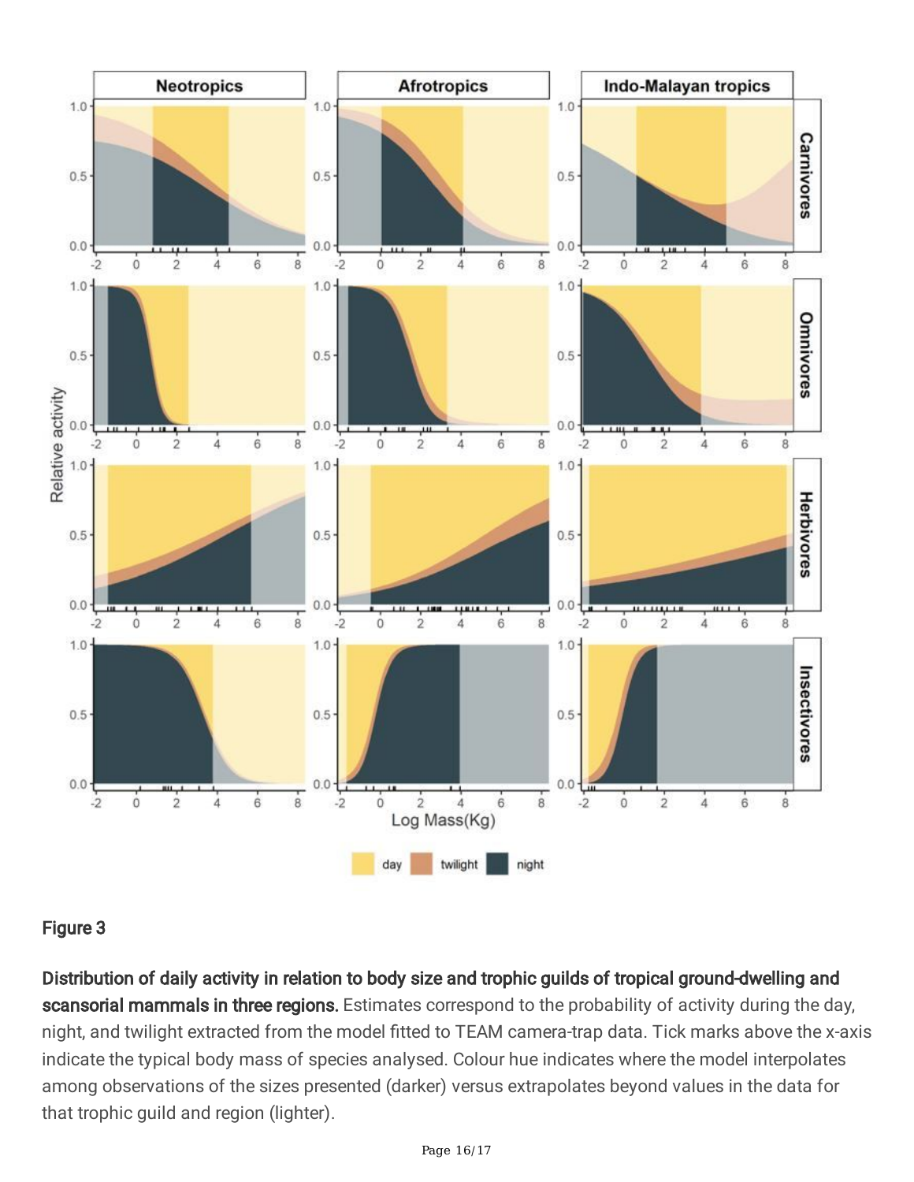Figure 3

**Distribution of daily activity in relation to body size and trophic guilds of tropical ground-dwelling and scansorial mammals in three regions.** Estimates correspond to the probability of activity during the day, night, and twilight extracted from the model fitted to TEAM camera-trap data. Tick marks above the x-axis indicate the typical body mass of species analysed. Colour hue indicates where the model interpolates among observations of the sizes presented (darker) versus extrapolates beyond values in the data for that trophic guild and region (lighter).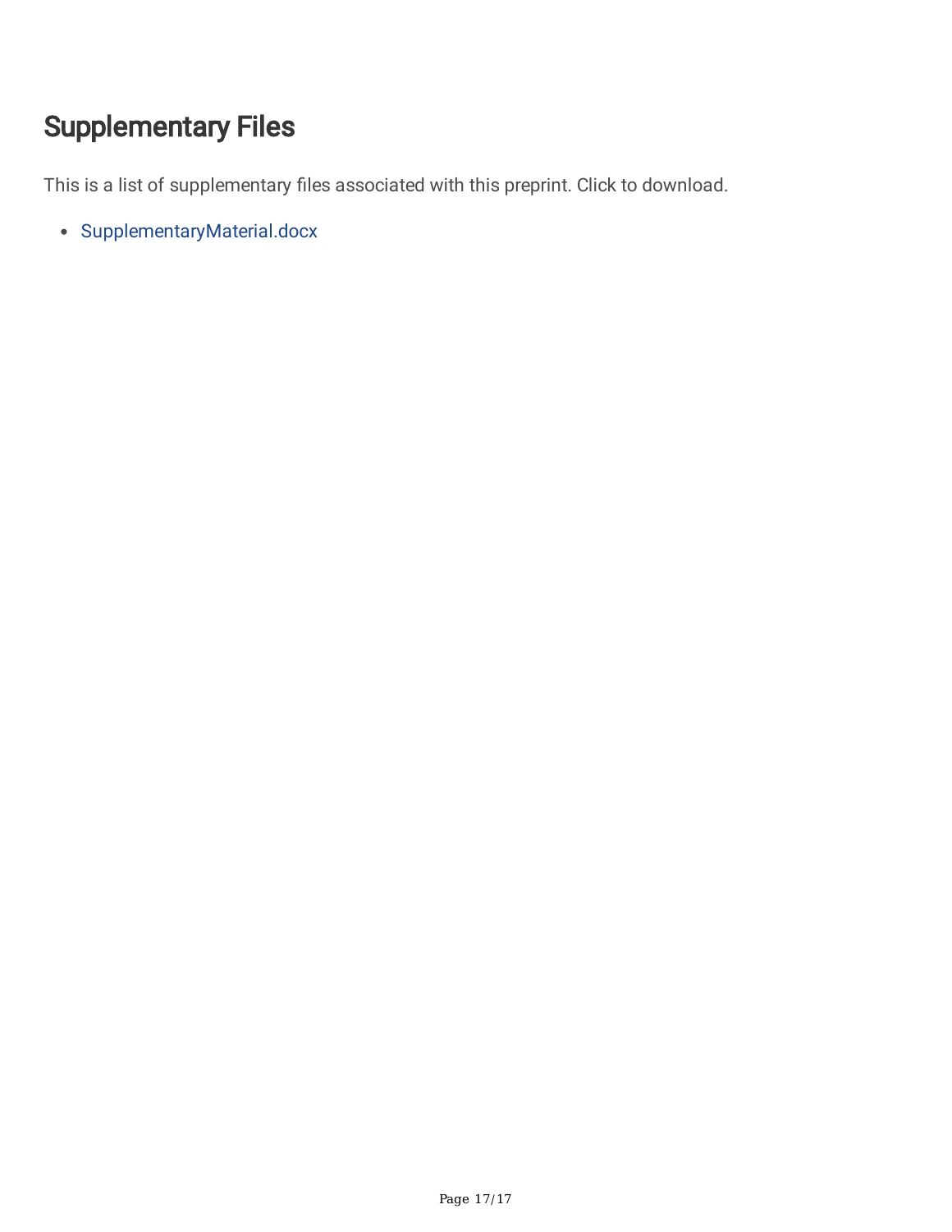# Supplementary Files

This is a list of supplementary files associated with this preprint. Click to download.

- SupplementaryMaterial.docx